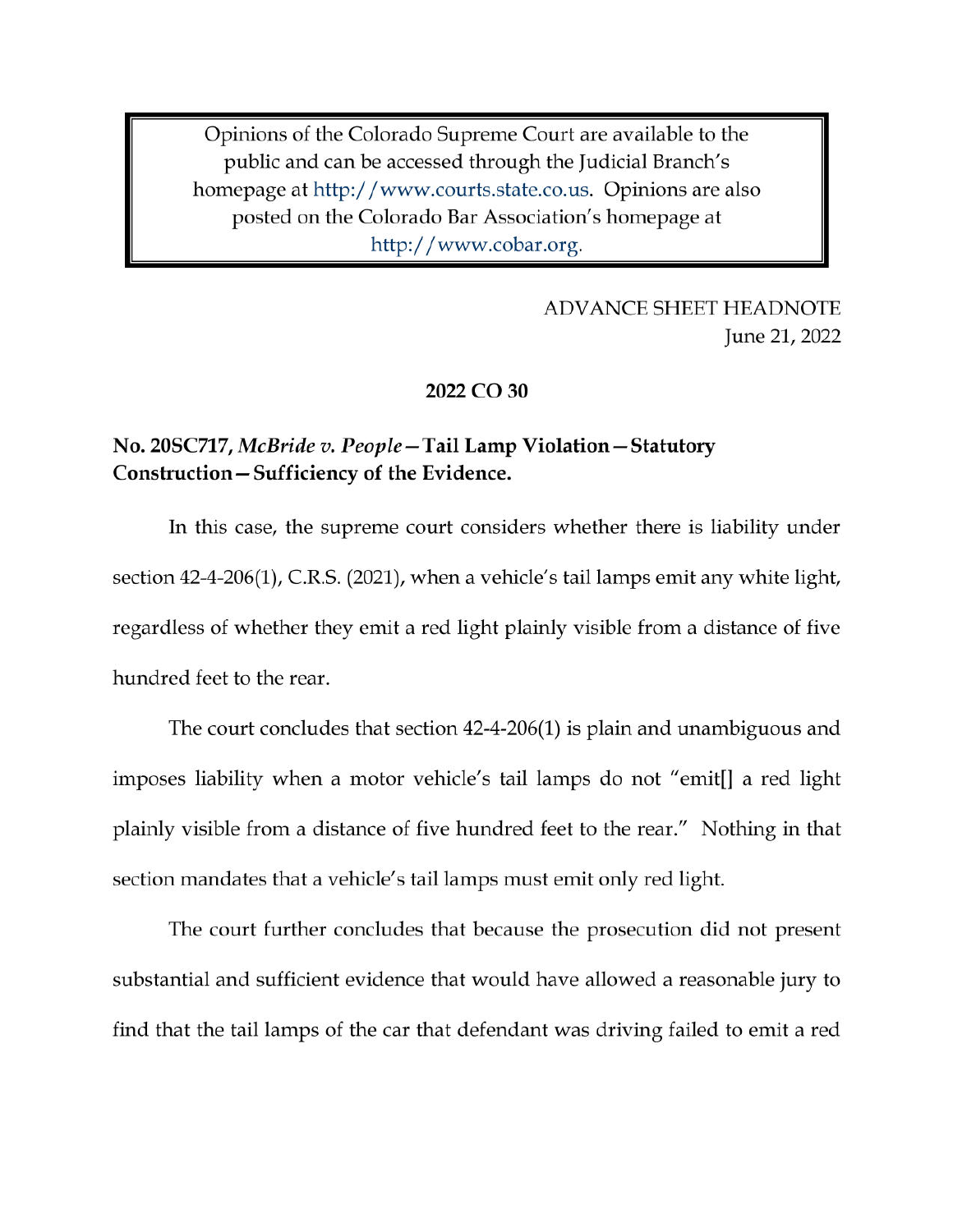Opinions of the Colorado Supreme Court are available to the public and can be accessed through the Judicial Branch's homepage at http://www.courts.state.co.us. Opinions are also posted on the Colorado Bar Association's homepage at http://www.cobar.org.

ADVANCE SHEET HEADNOTE
June 21, 2022

**2022 CO 30**

**No. 20SC717, *McBride v. People*—Tail Lamp Violation—Statutory Construction—Sufficiency of the Evidence.**

In this case, the supreme court considers whether there is liability under section 42-4-206(1), C.R.S. (2021), when a vehicle's tail lamps emit any white light, regardless of whether they emit a red light plainly visible from a distance of five hundred feet to the rear.

The court concludes that section 42-4-206(1) is plain and unambiguous and imposes liability when a motor vehicle's tail lamps do not "emit[] a red light plainly visible from a distance of five hundred feet to the rear." Nothing in that section mandates that a vehicle's tail lamps must emit only red light.

The court further concludes that because the prosecution did not present substantial and sufficient evidence that would have allowed a reasonable jury to find that the tail lamps of the car that defendant was driving failed to emit a red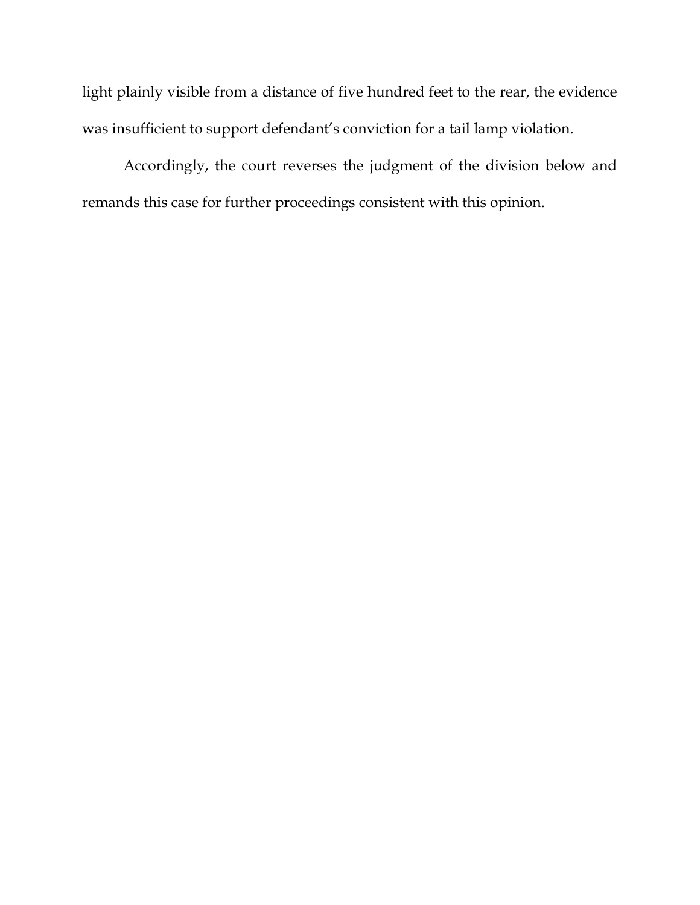light plainly visible from a distance of five hundred feet to the rear, the evidence was insufficient to support defendant's conviction for a tail lamp violation.

Accordingly, the court reverses the judgment of the division below and remands this case for further proceedings consistent with this opinion.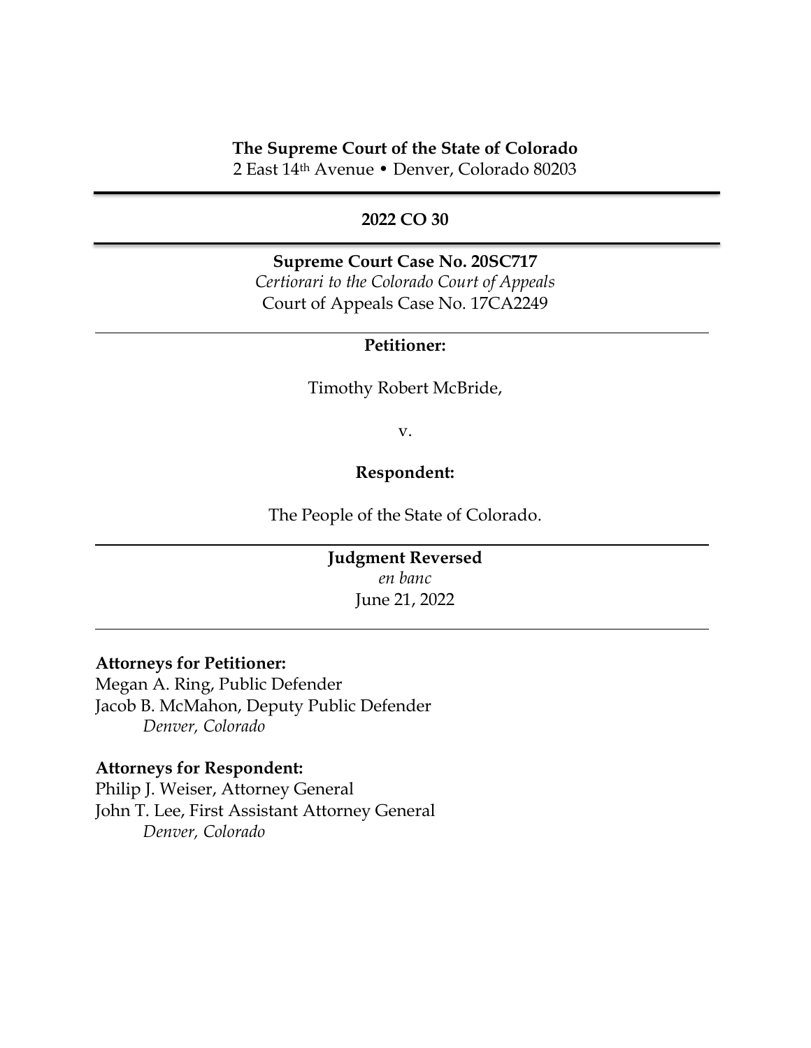**The Supreme Court of the State of Colorado**
2 East 14th Avenue • Denver, Colorado 80203

---

**2022 CO 30**

---

**Supreme Court Case No. 20SC717**
*Certiorari to the Colorado Court of Appeals*
Court of Appeals Case No. 17CA2249

---

**Petitioner:**

Timothy Robert McBride,

v.

**Respondent:**

The People of the State of Colorado.

---

**Judgment Reversed**
*en banc*
June 21, 2022

---

**Attorneys for Petitioner:**
Megan A. Ring, Public Defender
Jacob B. McMahon, Deputy Public Defender
*Denver, Colorado*

**Attorneys for Respondent:**
Philip J. Weiser, Attorney General
John T. Lee, First Assistant Attorney General
*Denver, Colorado*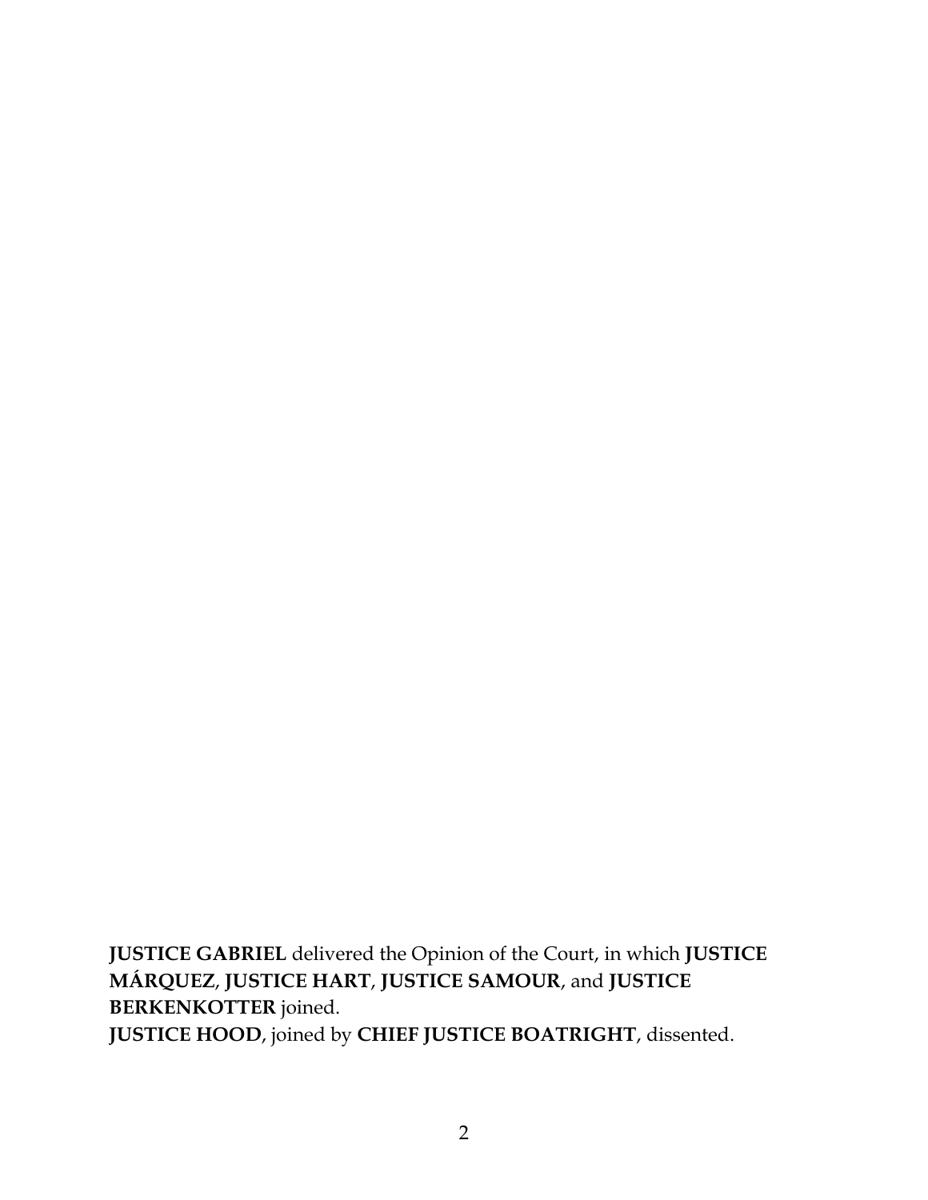**JUSTICE GABRIEL** delivered the Opinion of the Court, in which **JUSTICE MÁRQUEZ**, **JUSTICE HART**, **JUSTICE SAMOUR**, and **JUSTICE BERKENKOTTER** joined.
**JUSTICE HOOD**, joined by **CHIEF JUSTICE BOATRIGHT**, dissented.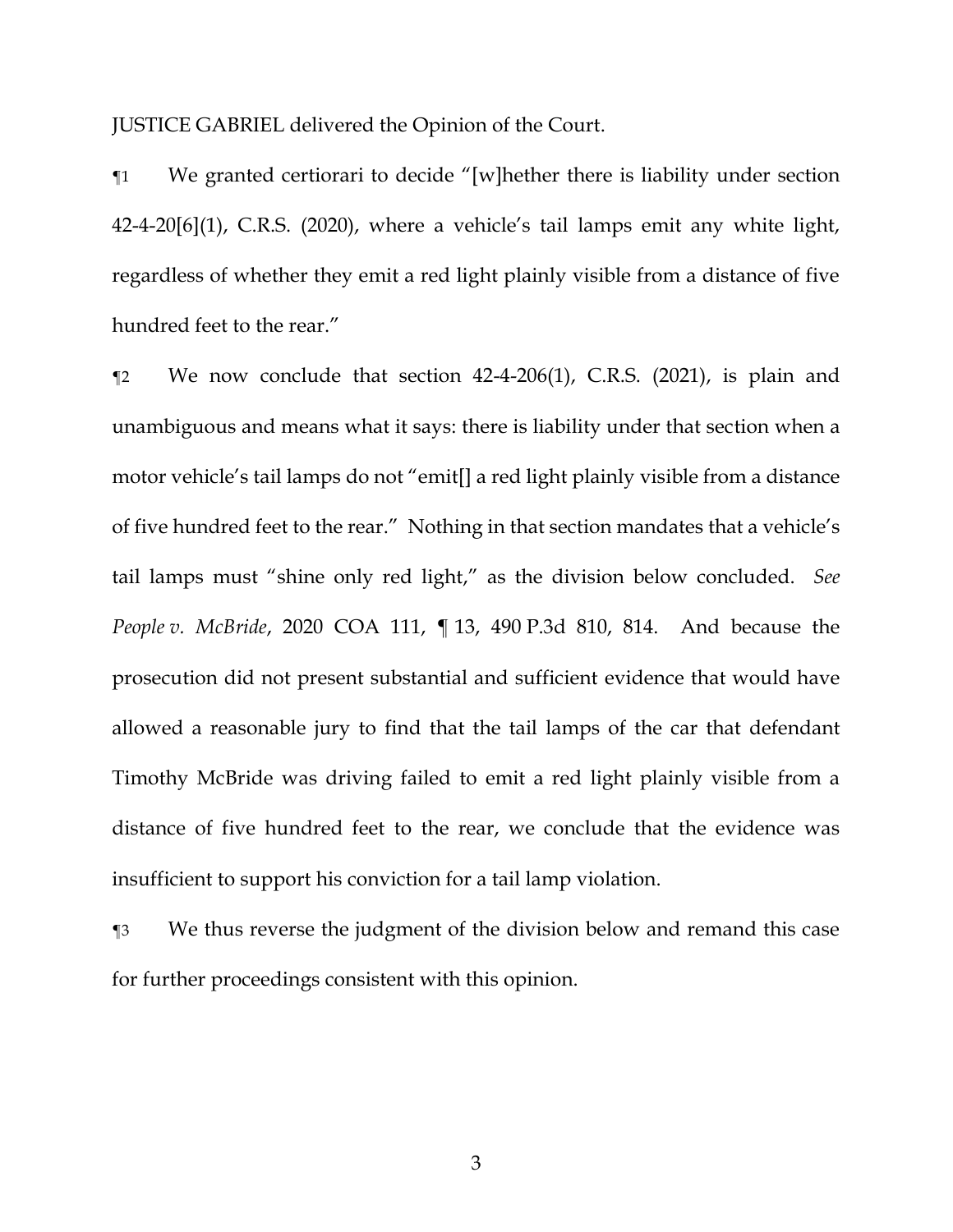JUSTICE GABRIEL delivered the Opinion of the Court.

¶1 We granted certiorari to decide "[w]hether there is liability under section 42-4-20[6](1), C.R.S. (2020), where a vehicle's tail lamps emit any white light, regardless of whether they emit a red light plainly visible from a distance of five hundred feet to the rear."

¶2 We now conclude that section 42-4-206(1), C.R.S. (2021), is plain and unambiguous and means what it says: there is liability under that section when a motor vehicle's tail lamps do not "emit[] a red light plainly visible from a distance of five hundred feet to the rear." Nothing in that section mandates that a vehicle's tail lamps must "shine only red light," as the division below concluded. *See People v. McBride*, 2020 COA 111, ¶ 13, 490 P.3d 810, 814. And because the prosecution did not present substantial and sufficient evidence that would have allowed a reasonable jury to find that the tail lamps of the car that defendant Timothy McBride was driving failed to emit a red light plainly visible from a distance of five hundred feet to the rear, we conclude that the evidence was insufficient to support his conviction for a tail lamp violation.

¶3 We thus reverse the judgment of the division below and remand this case for further proceedings consistent with this opinion.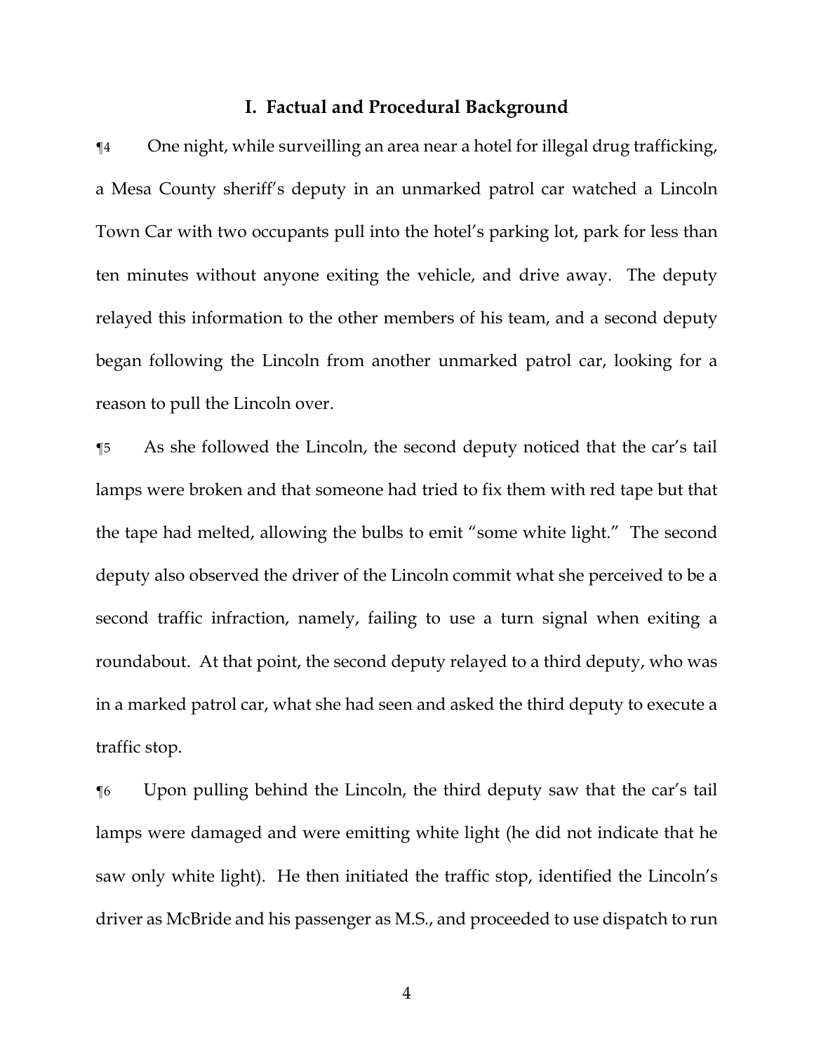# I. Factual and Procedural Background

¶4 One night, while surveilling an area near a hotel for illegal drug trafficking, a Mesa County sheriff's deputy in an unmarked patrol car watched a Lincoln Town Car with two occupants pull into the hotel's parking lot, park for less than ten minutes without anyone exiting the vehicle, and drive away. The deputy relayed this information to the other members of his team, and a second deputy began following the Lincoln from another unmarked patrol car, looking for a reason to pull the Lincoln over.

¶5 As she followed the Lincoln, the second deputy noticed that the car's tail lamps were broken and that someone had tried to fix them with red tape but that the tape had melted, allowing the bulbs to emit "some white light." The second deputy also observed the driver of the Lincoln commit what she perceived to be a second traffic infraction, namely, failing to use a turn signal when exiting a roundabout. At that point, the second deputy relayed to a third deputy, who was in a marked patrol car, what she had seen and asked the third deputy to execute a traffic stop.

¶6 Upon pulling behind the Lincoln, the third deputy saw that the car's tail lamps were damaged and were emitting white light (he did not indicate that he saw only white light). He then initiated the traffic stop, identified the Lincoln's driver as McBride and his passenger as M.S., and proceeded to use dispatch to run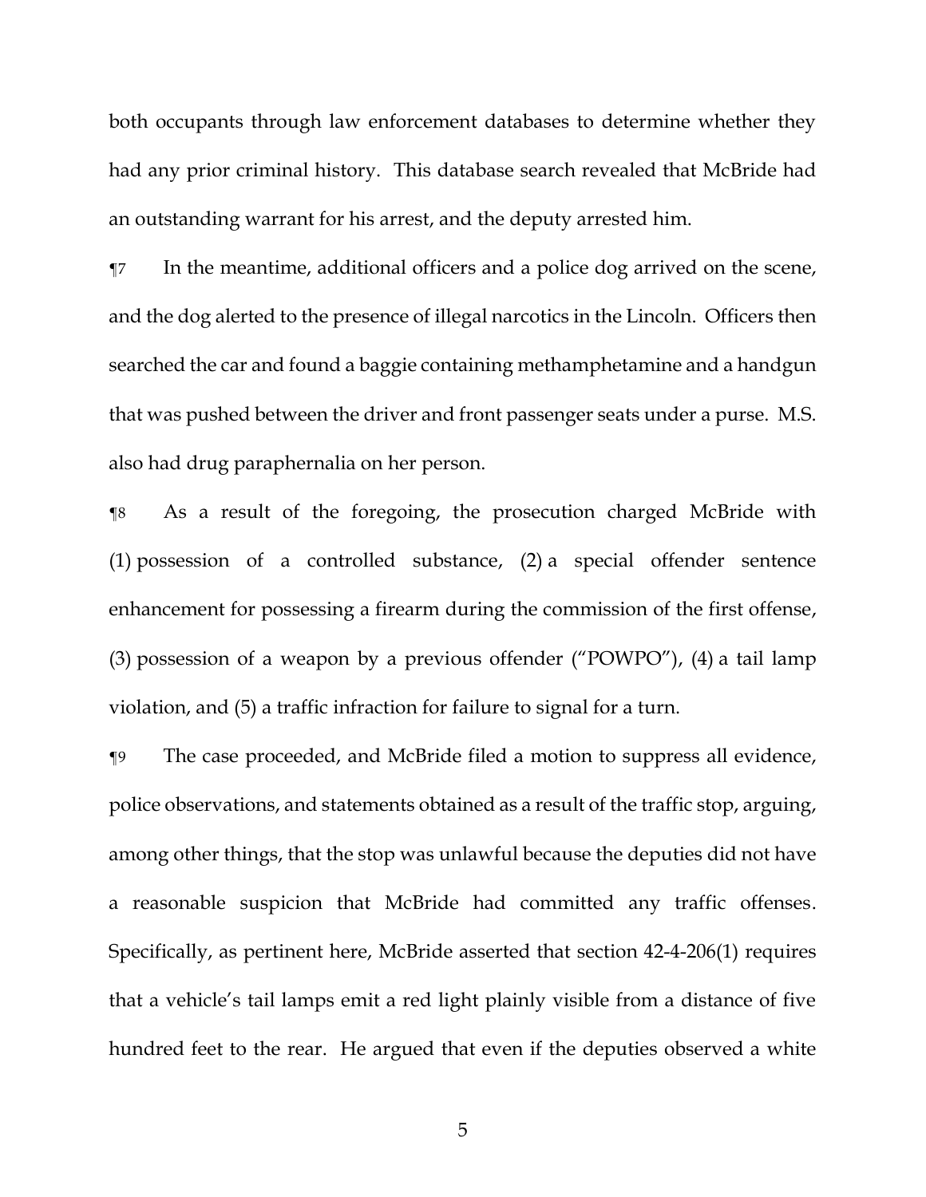both occupants through law enforcement databases to determine whether they had any prior criminal history. This database search revealed that McBride had an outstanding warrant for his arrest, and the deputy arrested him.

¶7 In the meantime, additional officers and a police dog arrived on the scene, and the dog alerted to the presence of illegal narcotics in the Lincoln. Officers then searched the car and found a baggie containing methamphetamine and a handgun that was pushed between the driver and front passenger seats under a purse. M.S. also had drug paraphernalia on her person.

¶8 As a result of the foregoing, the prosecution charged McBride with (1) possession of a controlled substance, (2) a special offender sentence enhancement for possessing a firearm during the commission of the first offense, (3) possession of a weapon by a previous offender ("POWPO"), (4) a tail lamp violation, and (5) a traffic infraction for failure to signal for a turn.

¶9 The case proceeded, and McBride filed a motion to suppress all evidence, police observations, and statements obtained as a result of the traffic stop, arguing, among other things, that the stop was unlawful because the deputies did not have a reasonable suspicion that McBride had committed any traffic offenses. Specifically, as pertinent here, McBride asserted that section 42-4-206(1) requires that a vehicle's tail lamps emit a red light plainly visible from a distance of five hundred feet to the rear. He argued that even if the deputies observed a white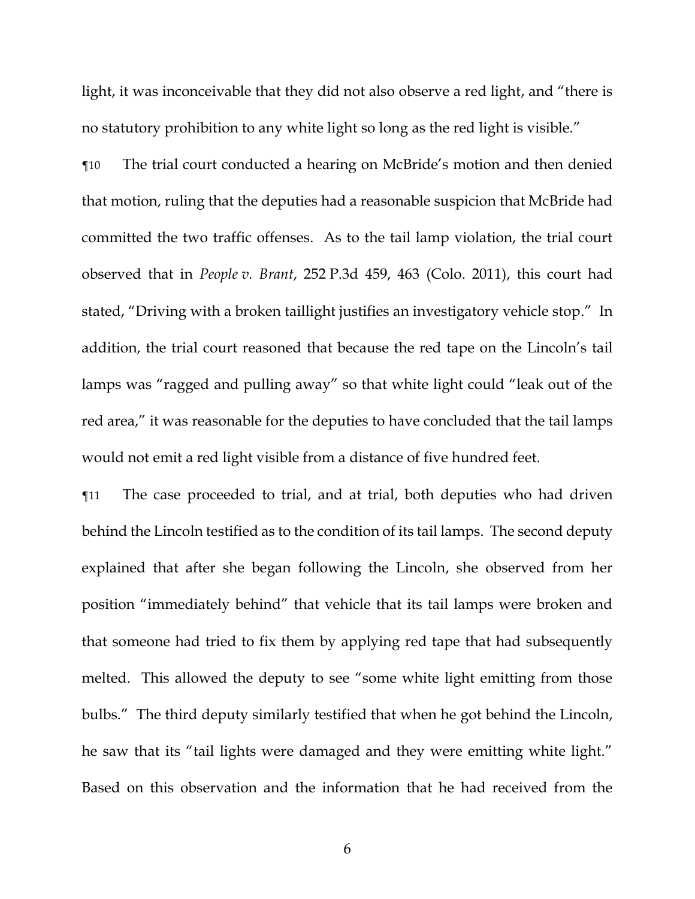light, it was inconceivable that they did not also observe a red light, and "there is no statutory prohibition to any white light so long as the red light is visible."

¶10 The trial court conducted a hearing on McBride's motion and then denied that motion, ruling that the deputies had a reasonable suspicion that McBride had committed the two traffic offenses. As to the tail lamp violation, the trial court observed that in *People v. Brant*, 252 P.3d 459, 463 (Colo. 2011), this court had stated, "Driving with a broken taillight justifies an investigatory vehicle stop." In addition, the trial court reasoned that because the red tape on the Lincoln's tail lamps was "ragged and pulling away" so that white light could "leak out of the red area," it was reasonable for the deputies to have concluded that the tail lamps would not emit a red light visible from a distance of five hundred feet.

¶11 The case proceeded to trial, and at trial, both deputies who had driven behind the Lincoln testified as to the condition of its tail lamps. The second deputy explained that after she began following the Lincoln, she observed from her position "immediately behind" that vehicle that its tail lamps were broken and that someone had tried to fix them by applying red tape that had subsequently melted. This allowed the deputy to see "some white light emitting from those bulbs." The third deputy similarly testified that when he got behind the Lincoln, he saw that its "tail lights were damaged and they were emitting white light." Based on this observation and the information that he had received from the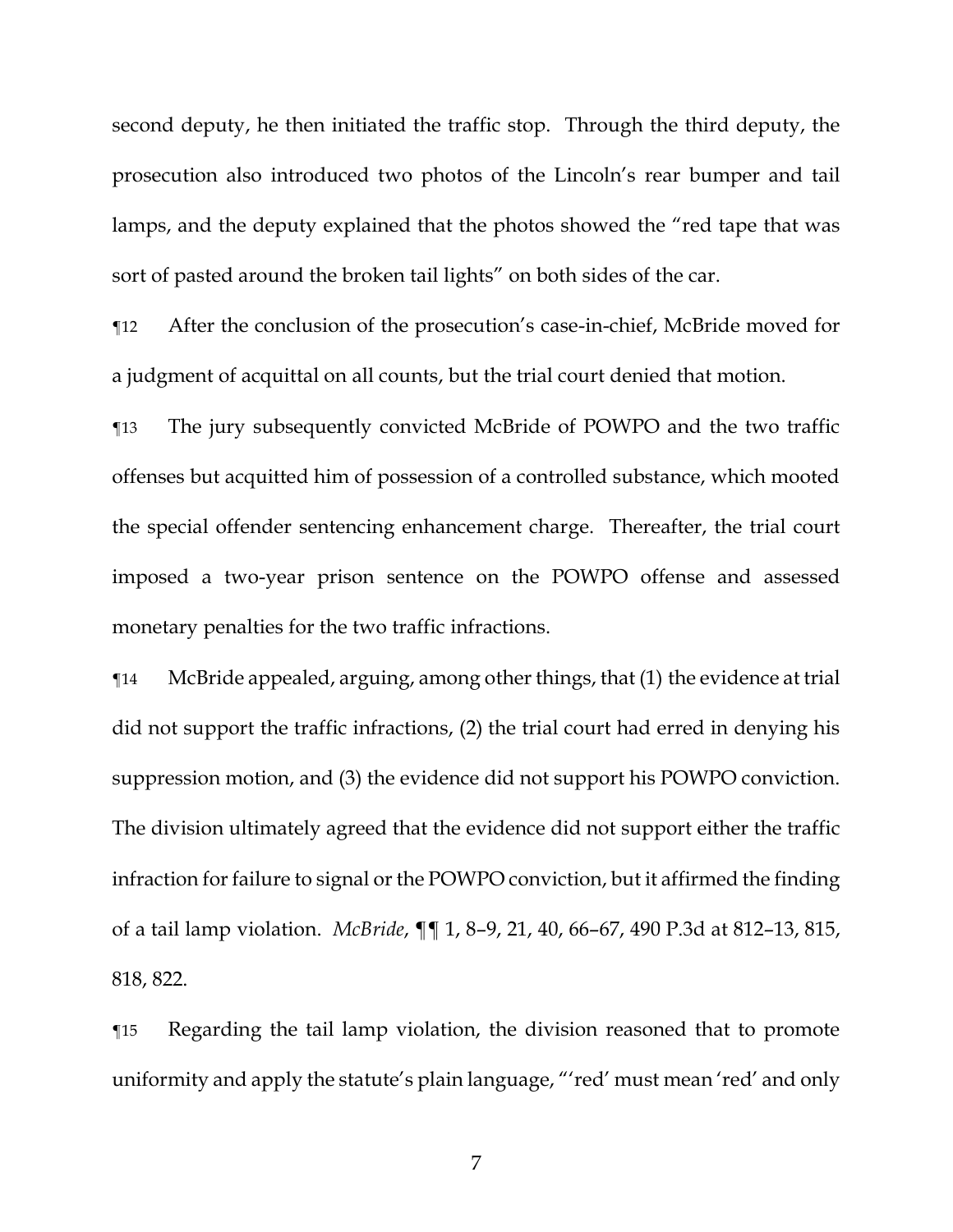second deputy, he then initiated the traffic stop. Through the third deputy, the prosecution also introduced two photos of the Lincoln's rear bumper and tail lamps, and the deputy explained that the photos showed the "red tape that was sort of pasted around the broken tail lights" on both sides of the car.

¶12 After the conclusion of the prosecution's case-in-chief, McBride moved for a judgment of acquittal on all counts, but the trial court denied that motion.

¶13 The jury subsequently convicted McBride of POWPO and the two traffic offenses but acquitted him of possession of a controlled substance, which mooted the special offender sentencing enhancement charge. Thereafter, the trial court imposed a two-year prison sentence on the POWPO offense and assessed monetary penalties for the two traffic infractions.

¶14 McBride appealed, arguing, among other things, that (1) the evidence at trial did not support the traffic infractions, (2) the trial court had erred in denying his suppression motion, and (3) the evidence did not support his POWPO conviction. The division ultimately agreed that the evidence did not support either the traffic infraction for failure to signal or the POWPO conviction, but it affirmed the finding of a tail lamp violation. *McBride*, ¶¶ 1, 8–9, 21, 40, 66–67, 490 P.3d at 812–13, 815, 818, 822.

¶15 Regarding the tail lamp violation, the division reasoned that to promote uniformity and apply the statute's plain language, "'red' must mean 'red' and only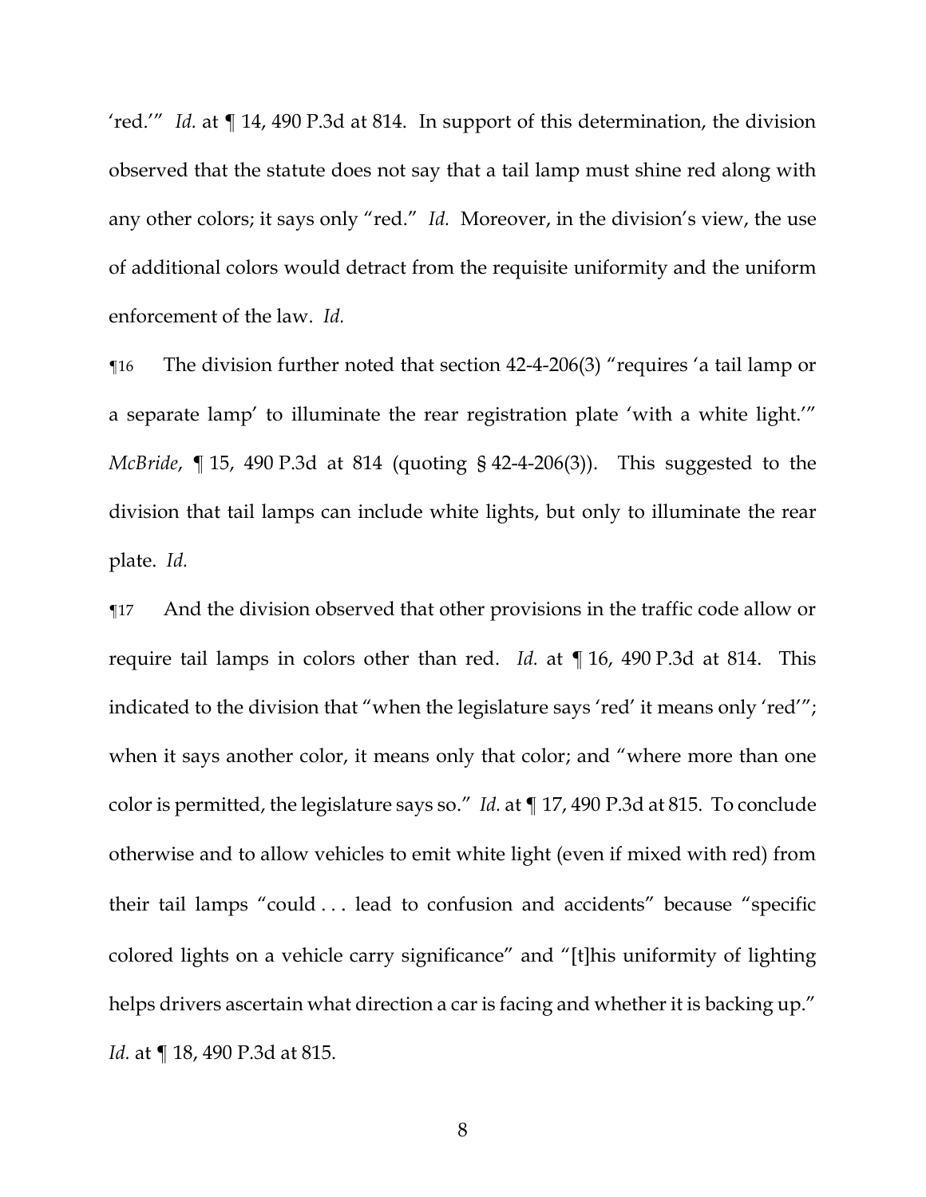'red.'" *Id.* at ¶ 14, 490 P.3d at 814. In support of this determination, the division observed that the statute does not say that a tail lamp must shine red along with any other colors; it says only "red." *Id.* Moreover, in the division's view, the use of additional colors would detract from the requisite uniformity and the uniform enforcement of the law. *Id.*

¶16 The division further noted that section 42-4-206(3) "requires 'a tail lamp or a separate lamp' to illuminate the rear registration plate 'with a white light.'" *McBride*, ¶ 15, 490 P.3d at 814 (quoting § 42-4-206(3)). This suggested to the division that tail lamps can include white lights, but only to illuminate the rear plate. *Id.*

¶17 And the division observed that other provisions in the traffic code allow or require tail lamps in colors other than red. *Id.* at ¶ 16, 490 P.3d at 814. This indicated to the division that "when the legislature says 'red' it means only 'red'"; when it says another color, it means only that color; and "where more than one color is permitted, the legislature says so." *Id.* at ¶ 17, 490 P.3d at 815. To conclude otherwise and to allow vehicles to emit white light (even if mixed with red) from their tail lamps "could . . . lead to confusion and accidents" because "specific colored lights on a vehicle carry significance" and "[t]his uniformity of lighting helps drivers ascertain what direction a car is facing and whether it is backing up." *Id.* at ¶ 18, 490 P.3d at 815.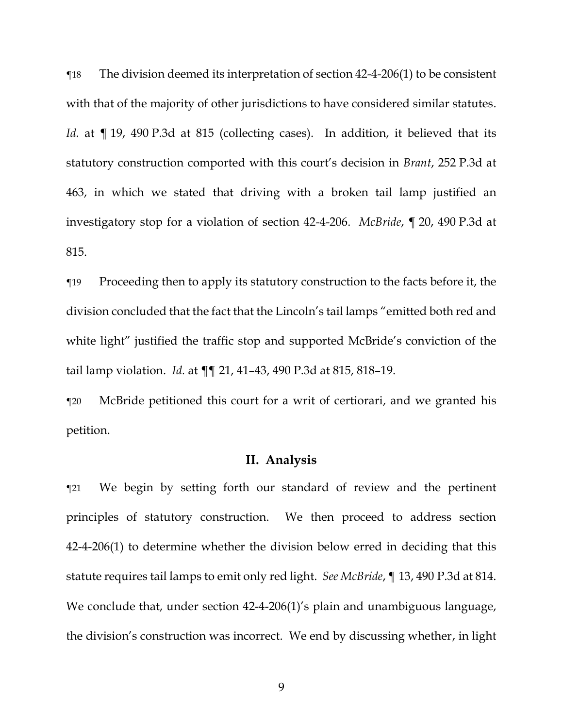¶18 The division deemed its interpretation of section 42-4-206(1) to be consistent with that of the majority of other jurisdictions to have considered similar statutes. *Id.* at ¶ 19, 490 P.3d at 815 (collecting cases). In addition, it believed that its statutory construction comported with this court's decision in *Brant*, 252 P.3d at 463, in which we stated that driving with a broken tail lamp justified an investigatory stop for a violation of section 42-4-206. *McBride*, ¶ 20, 490 P.3d at 815.

¶19 Proceeding then to apply its statutory construction to the facts before it, the division concluded that the fact that the Lincoln's tail lamps "emitted both red and white light" justified the traffic stop and supported McBride's conviction of the tail lamp violation. *Id.* at ¶¶ 21, 41–43, 490 P.3d at 815, 818–19.

¶20 McBride petitioned this court for a writ of certiorari, and we granted his petition.

## II. Analysis

¶21 We begin by setting forth our standard of review and the pertinent principles of statutory construction. We then proceed to address section 42-4-206(1) to determine whether the division below erred in deciding that this statute requires tail lamps to emit only red light. *See McBride*, ¶ 13, 490 P.3d at 814. We conclude that, under section 42-4-206(1)'s plain and unambiguous language, the division's construction was incorrect. We end by discussing whether, in light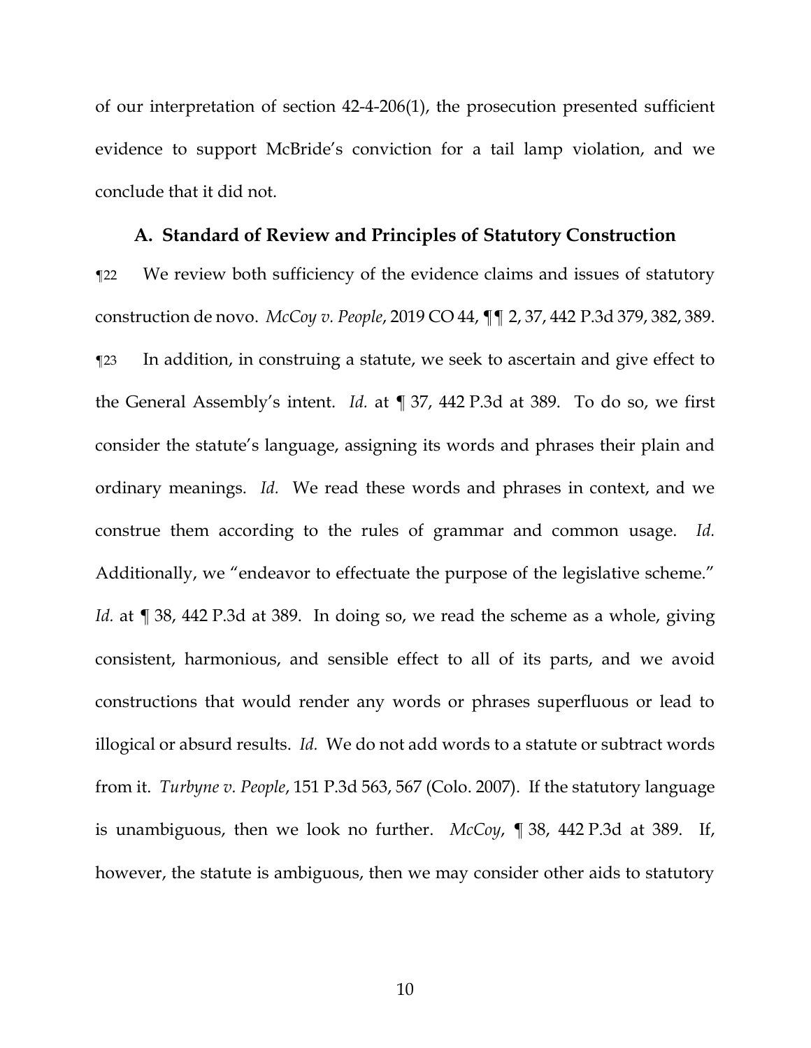of our interpretation of section 42-4-206(1), the prosecution presented sufficient evidence to support McBride's conviction for a tail lamp violation, and we conclude that it did not.

### A. Standard of Review and Principles of Statutory Construction

¶22 We review both sufficiency of the evidence claims and issues of statutory construction de novo. *McCoy v. People*, 2019 CO 44, ¶¶ 2, 37, 442 P.3d 379, 382, 389.

¶23 In addition, in construing a statute, we seek to ascertain and give effect to the General Assembly's intent. *Id.* at ¶ 37, 442 P.3d at 389. To do so, we first consider the statute's language, assigning its words and phrases their plain and ordinary meanings. *Id.* We read these words and phrases in context, and we construe them according to the rules of grammar and common usage. *Id.* Additionally, we "endeavor to effectuate the purpose of the legislative scheme." *Id.* at ¶ 38, 442 P.3d at 389. In doing so, we read the scheme as a whole, giving consistent, harmonious, and sensible effect to all of its parts, and we avoid constructions that would render any words or phrases superfluous or lead to illogical or absurd results. *Id.* We do not add words to a statute or subtract words from it. *Turbyne v. People*, 151 P.3d 563, 567 (Colo. 2007). If the statutory language is unambiguous, then we look no further. *McCoy*, ¶ 38, 442 P.3d at 389. If, however, the statute is ambiguous, then we may consider other aids to statutory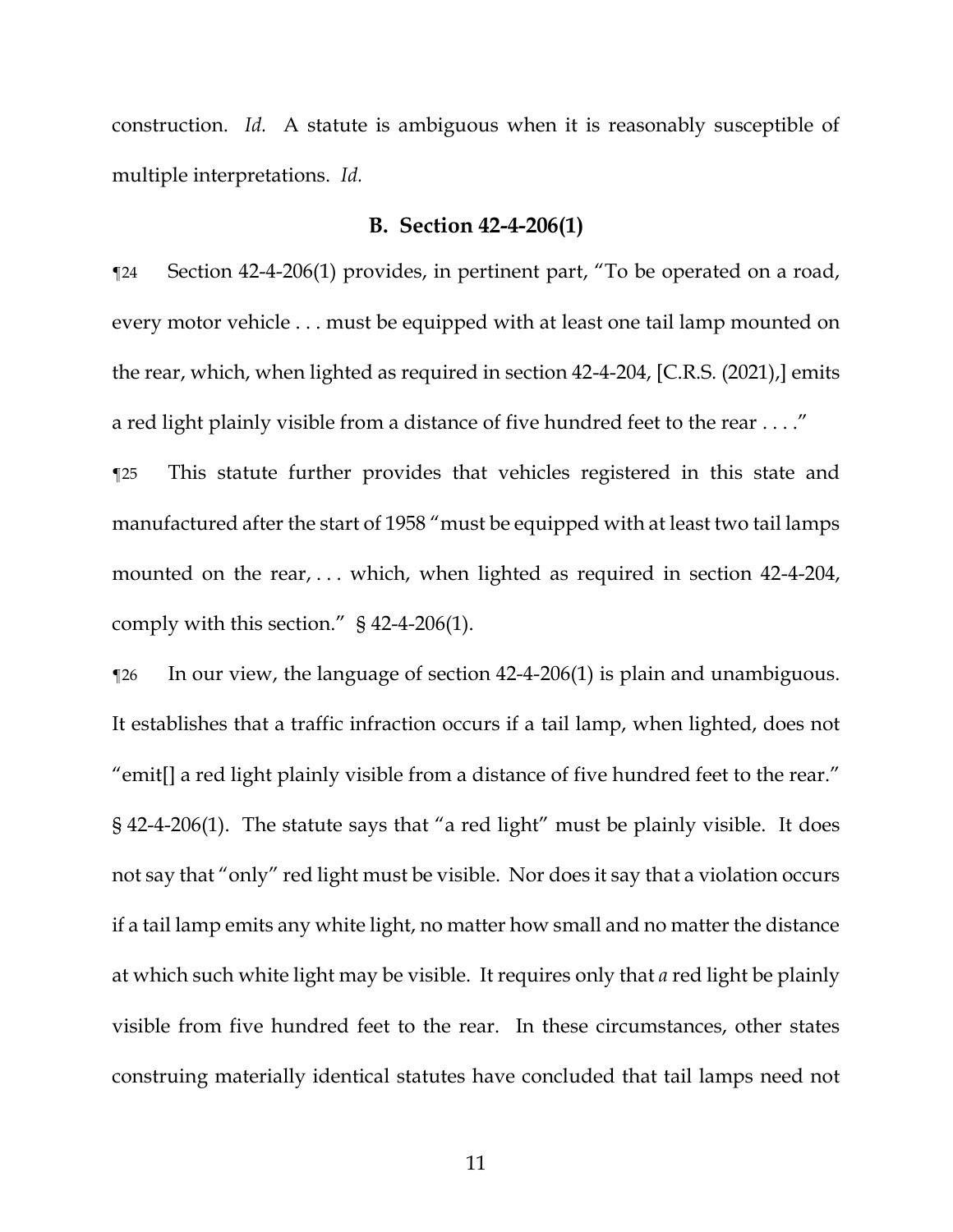construction. *Id.* A statute is ambiguous when it is reasonably susceptible of multiple interpretations. *Id.*

### B. Section 42-4-206(1)

¶24 Section 42-4-206(1) provides, in pertinent part, "To be operated on a road, every motor vehicle . . . must be equipped with at least one tail lamp mounted on the rear, which, when lighted as required in section 42-4-204, [C.R.S. (2021),] emits a red light plainly visible from a distance of five hundred feet to the rear . . . ."

¶25 This statute further provides that vehicles registered in this state and manufactured after the start of 1958 "must be equipped with at least two tail lamps mounted on the rear, . . . which, when lighted as required in section 42-4-204, comply with this section." § 42-4-206(1).

¶26 In our view, the language of section 42-4-206(1) is plain and unambiguous. It establishes that a traffic infraction occurs if a tail lamp, when lighted, does not "emit[] a red light plainly visible from a distance of five hundred feet to the rear." § 42-4-206(1). The statute says that "a red light" must be plainly visible. It does not say that "only" red light must be visible. Nor does it say that a violation occurs if a tail lamp emits any white light, no matter how small and no matter the distance at which such white light may be visible. It requires only that *a* red light be plainly visible from five hundred feet to the rear. In these circumstances, other states construing materially identical statutes have concluded that tail lamps need not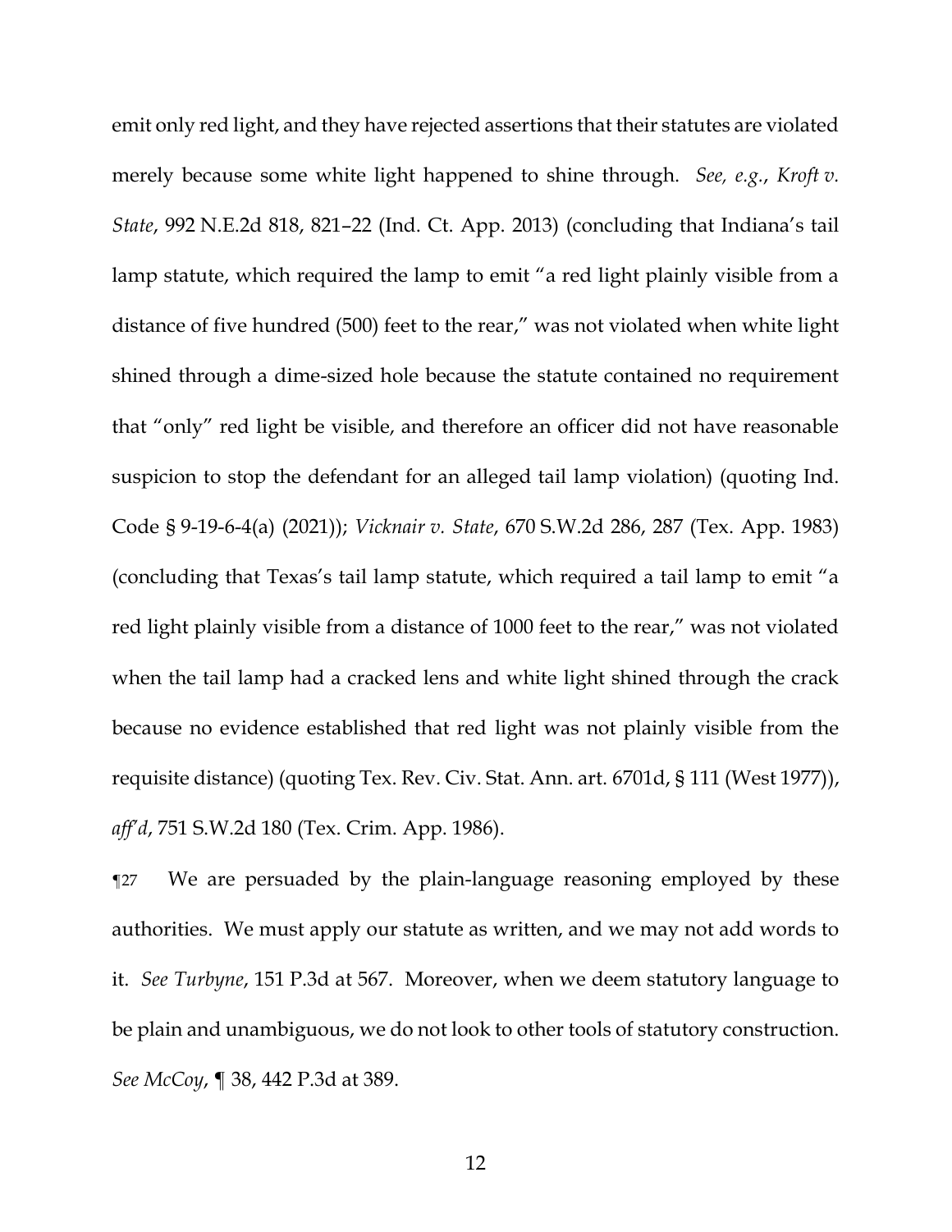emit only red light, and they have rejected assertions that their statutes are violated merely because some white light happened to shine through. *See, e.g.*, *Kroft v. State*, 992 N.E.2d 818, 821–22 (Ind. Ct. App. 2013) (concluding that Indiana's tail lamp statute, which required the lamp to emit "a red light plainly visible from a distance of five hundred (500) feet to the rear," was not violated when white light shined through a dime-sized hole because the statute contained no requirement that "only" red light be visible, and therefore an officer did not have reasonable suspicion to stop the defendant for an alleged tail lamp violation) (quoting Ind. Code § 9-19-6-4(a) (2021)); *Vicknair v. State*, 670 S.W.2d 286, 287 (Tex. App. 1983) (concluding that Texas's tail lamp statute, which required a tail lamp to emit "a red light plainly visible from a distance of 1000 feet to the rear," was not violated when the tail lamp had a cracked lens and white light shined through the crack because no evidence established that red light was not plainly visible from the requisite distance) (quoting Tex. Rev. Civ. Stat. Ann. art. 6701d, § 111 (West 1977)), *aff'd*, 751 S.W.2d 180 (Tex. Crim. App. 1986).

¶27 We are persuaded by the plain-language reasoning employed by these authorities. We must apply our statute as written, and we may not add words to it. *See Turbyne*, 151 P.3d at 567. Moreover, when we deem statutory language to be plain and unambiguous, we do not look to other tools of statutory construction. *See McCoy*, ¶ 38, 442 P.3d at 389.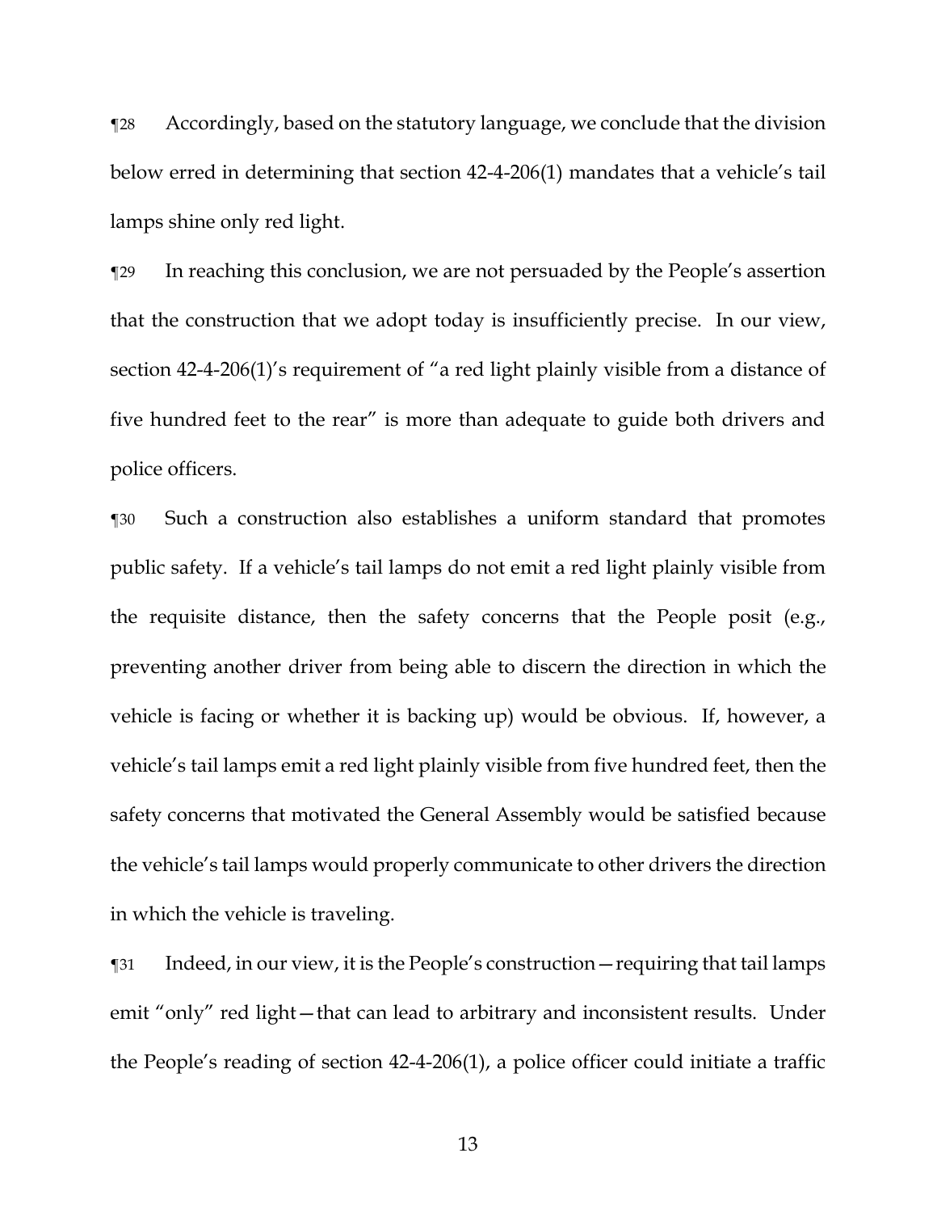¶28 Accordingly, based on the statutory language, we conclude that the division below erred in determining that section 42-4-206(1) mandates that a vehicle's tail lamps shine only red light.

¶29 In reaching this conclusion, we are not persuaded by the People's assertion that the construction that we adopt today is insufficiently precise. In our view, section 42-4-206(1)'s requirement of "a red light plainly visible from a distance of five hundred feet to the rear" is more than adequate to guide both drivers and police officers.

¶30 Such a construction also establishes a uniform standard that promotes public safety. If a vehicle's tail lamps do not emit a red light plainly visible from the requisite distance, then the safety concerns that the People posit (e.g., preventing another driver from being able to discern the direction in which the vehicle is facing or whether it is backing up) would be obvious. If, however, a vehicle's tail lamps emit a red light plainly visible from five hundred feet, then the safety concerns that motivated the General Assembly would be satisfied because the vehicle's tail lamps would properly communicate to other drivers the direction in which the vehicle is traveling.

¶31 Indeed, in our view, it is the People's construction—requiring that tail lamps emit "only" red light—that can lead to arbitrary and inconsistent results. Under the People's reading of section 42-4-206(1), a police officer could initiate a traffic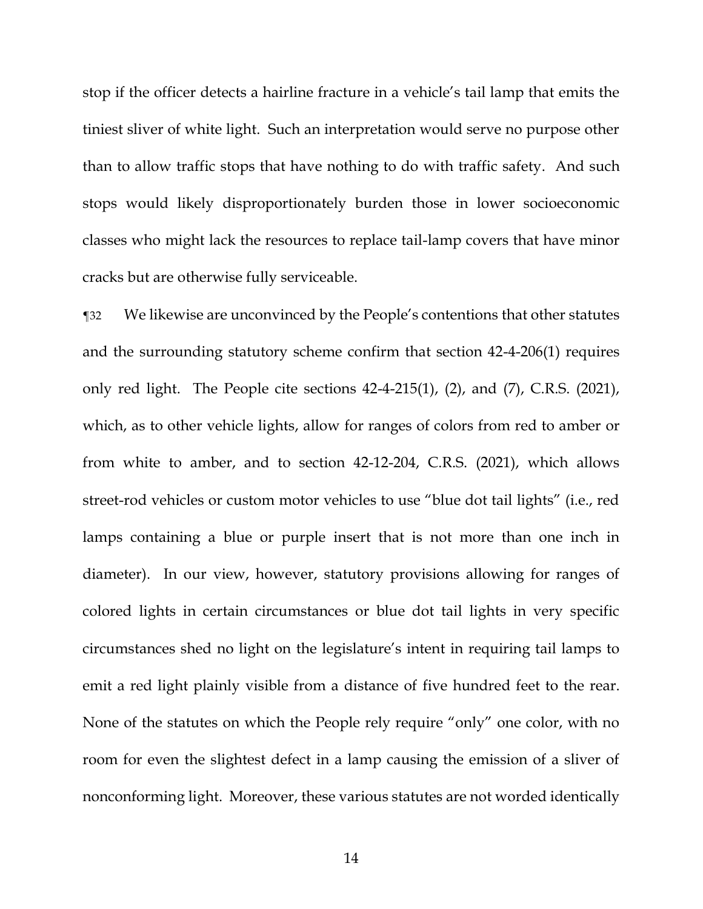stop if the officer detects a hairline fracture in a vehicle's tail lamp that emits the tiniest sliver of white light. Such an interpretation would serve no purpose other than to allow traffic stops that have nothing to do with traffic safety. And such stops would likely disproportionately burden those in lower socioeconomic classes who might lack the resources to replace tail-lamp covers that have minor cracks but are otherwise fully serviceable.

¶32 We likewise are unconvinced by the People's contentions that other statutes and the surrounding statutory scheme confirm that section 42-4-206(1) requires only red light. The People cite sections 42-4-215(1), (2), and (7), C.R.S. (2021), which, as to other vehicle lights, allow for ranges of colors from red to amber or from white to amber, and to section 42-12-204, C.R.S. (2021), which allows street-rod vehicles or custom motor vehicles to use "blue dot tail lights" (i.e., red lamps containing a blue or purple insert that is not more than one inch in diameter). In our view, however, statutory provisions allowing for ranges of colored lights in certain circumstances or blue dot tail lights in very specific circumstances shed no light on the legislature's intent in requiring tail lamps to emit a red light plainly visible from a distance of five hundred feet to the rear. None of the statutes on which the People rely require "only" one color, with no room for even the slightest defect in a lamp causing the emission of a sliver of nonconforming light. Moreover, these various statutes are not worded identically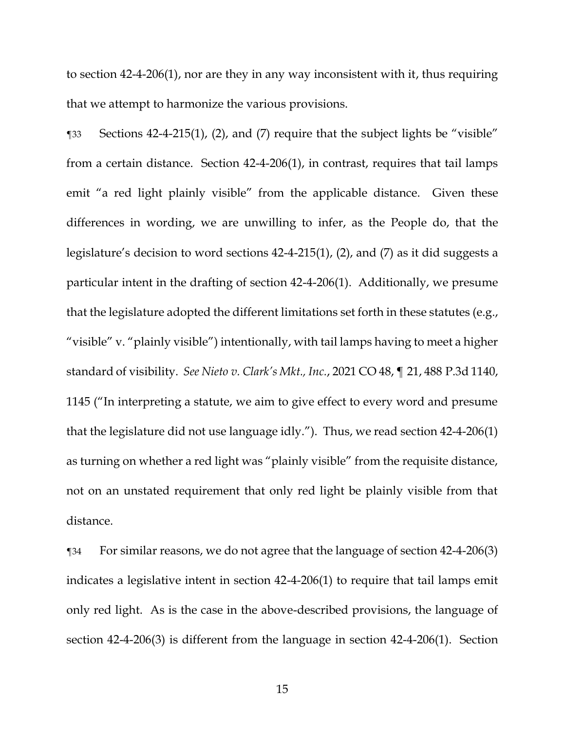to section 42-4-206(1), nor are they in any way inconsistent with it, thus requiring that we attempt to harmonize the various provisions.

¶33 Sections 42-4-215(1), (2), and (7) require that the subject lights be "visible" from a certain distance. Section 42-4-206(1), in contrast, requires that tail lamps emit "a red light plainly visible" from the applicable distance. Given these differences in wording, we are unwilling to infer, as the People do, that the legislature's decision to word sections 42-4-215(1), (2), and (7) as it did suggests a particular intent in the drafting of section 42-4-206(1). Additionally, we presume that the legislature adopted the different limitations set forth in these statutes (e.g., "visible" v. "plainly visible") intentionally, with tail lamps having to meet a higher standard of visibility. *See Nieto v. Clark's Mkt., Inc.*, 2021 CO 48, ¶ 21, 488 P.3d 1140, 1145 ("In interpreting a statute, we aim to give effect to every word and presume that the legislature did not use language idly."). Thus, we read section 42-4-206(1) as turning on whether a red light was "plainly visible" from the requisite distance, not on an unstated requirement that only red light be plainly visible from that distance.

¶34 For similar reasons, we do not agree that the language of section 42-4-206(3) indicates a legislative intent in section 42-4-206(1) to require that tail lamps emit only red light. As is the case in the above-described provisions, the language of section 42-4-206(3) is different from the language in section 42-4-206(1). Section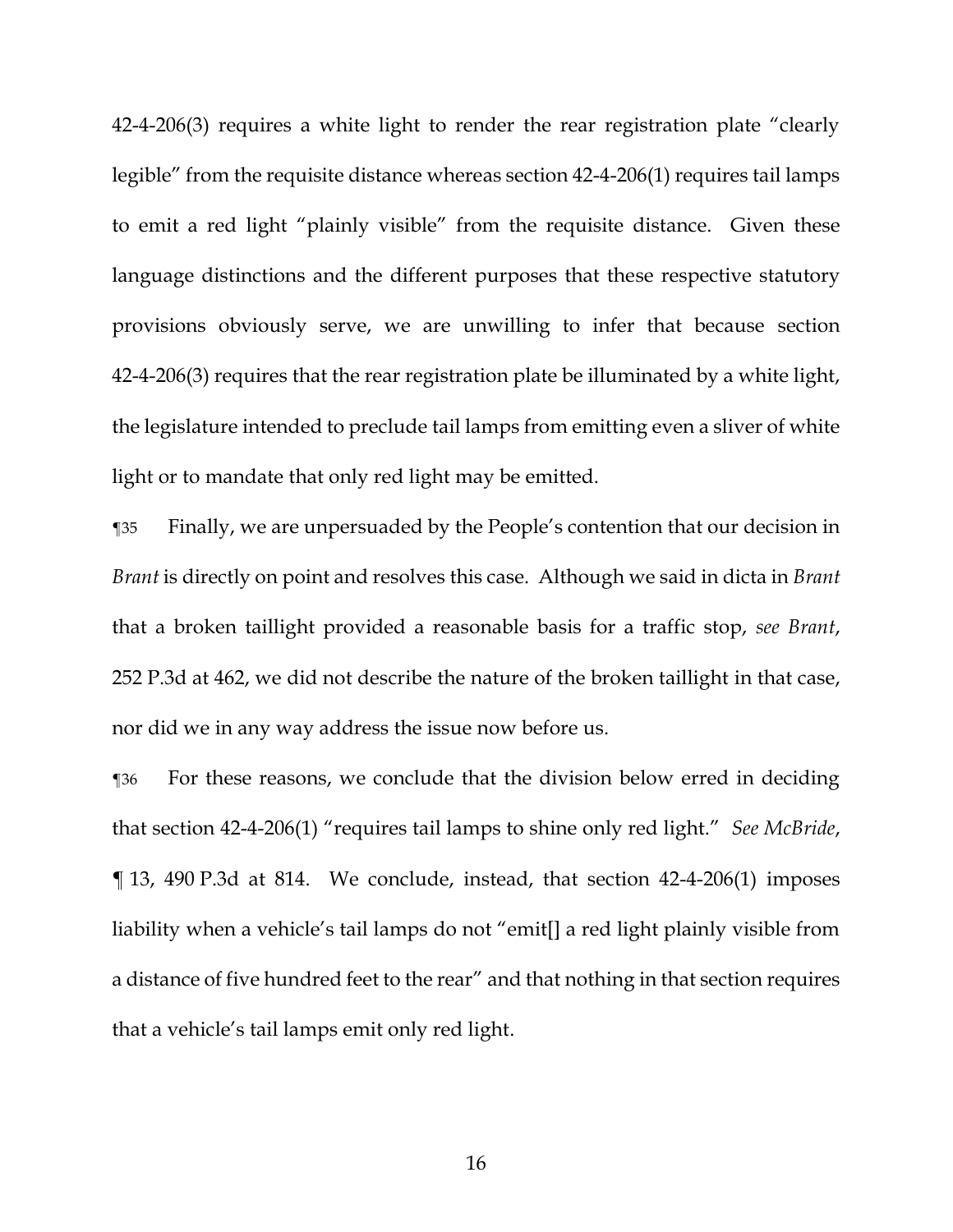42-4-206(3) requires a white light to render the rear registration plate "clearly legible" from the requisite distance whereas section 42-4-206(1) requires tail lamps to emit a red light "plainly visible" from the requisite distance. Given these language distinctions and the different purposes that these respective statutory provisions obviously serve, we are unwilling to infer that because section 42-4-206(3) requires that the rear registration plate be illuminated by a white light, the legislature intended to preclude tail lamps from emitting even a sliver of white light or to mandate that only red light may be emitted.

¶35 Finally, we are unpersuaded by the People's contention that our decision in *Brant* is directly on point and resolves this case. Although we said in dicta in *Brant* that a broken taillight provided a reasonable basis for a traffic stop, *see Brant*, 252 P.3d at 462, we did not describe the nature of the broken taillight in that case, nor did we in any way address the issue now before us.

¶36 For these reasons, we conclude that the division below erred in deciding that section 42-4-206(1) "requires tail lamps to shine only red light." *See McBride*, ¶ 13, 490 P.3d at 814. We conclude, instead, that section 42-4-206(1) imposes liability when a vehicle's tail lamps do not "emit[] a red light plainly visible from a distance of five hundred feet to the rear" and that nothing in that section requires that a vehicle's tail lamps emit only red light.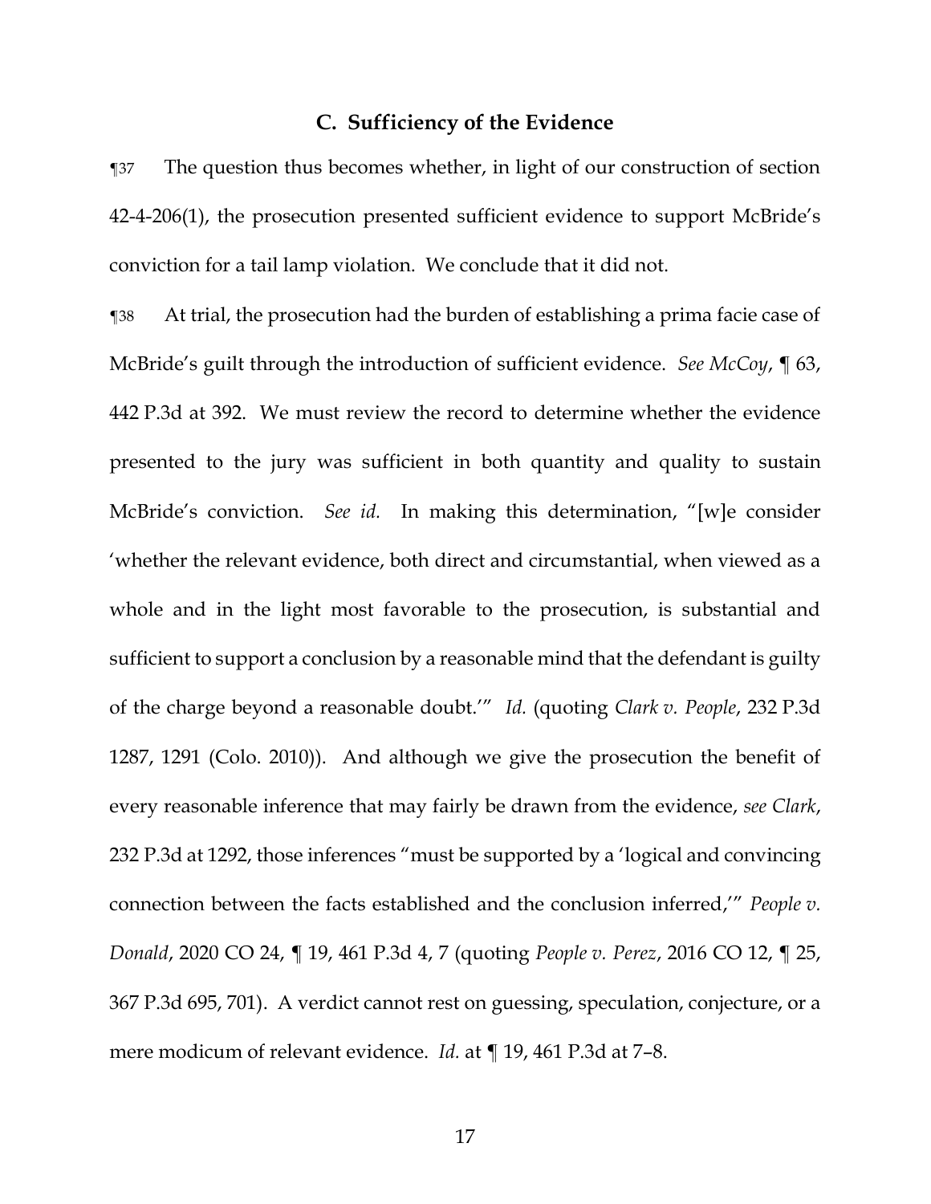### C. Sufficiency of the Evidence

¶37 The question thus becomes whether, in light of our construction of section 42-4-206(1), the prosecution presented sufficient evidence to support McBride's conviction for a tail lamp violation. We conclude that it did not.

¶38 At trial, the prosecution had the burden of establishing a prima facie case of McBride's guilt through the introduction of sufficient evidence. *See McCoy*, ¶ 63, 442 P.3d at 392. We must review the record to determine whether the evidence presented to the jury was sufficient in both quantity and quality to sustain McBride's conviction. *See id.* In making this determination, "[w]e consider 'whether the relevant evidence, both direct and circumstantial, when viewed as a whole and in the light most favorable to the prosecution, is substantial and sufficient to support a conclusion by a reasonable mind that the defendant is guilty of the charge beyond a reasonable doubt.'" *Id.* (quoting *Clark v. People*, 232 P.3d 1287, 1291 (Colo. 2010)). And although we give the prosecution the benefit of every reasonable inference that may fairly be drawn from the evidence, *see Clark*, 232 P.3d at 1292, those inferences "must be supported by a 'logical and convincing connection between the facts established and the conclusion inferred,'" *People v. Donald*, 2020 CO 24, ¶ 19, 461 P.3d 4, 7 (quoting *People v. Perez*, 2016 CO 12, ¶ 25, 367 P.3d 695, 701). A verdict cannot rest on guessing, speculation, conjecture, or a mere modicum of relevant evidence. *Id.* at ¶ 19, 461 P.3d at 7–8.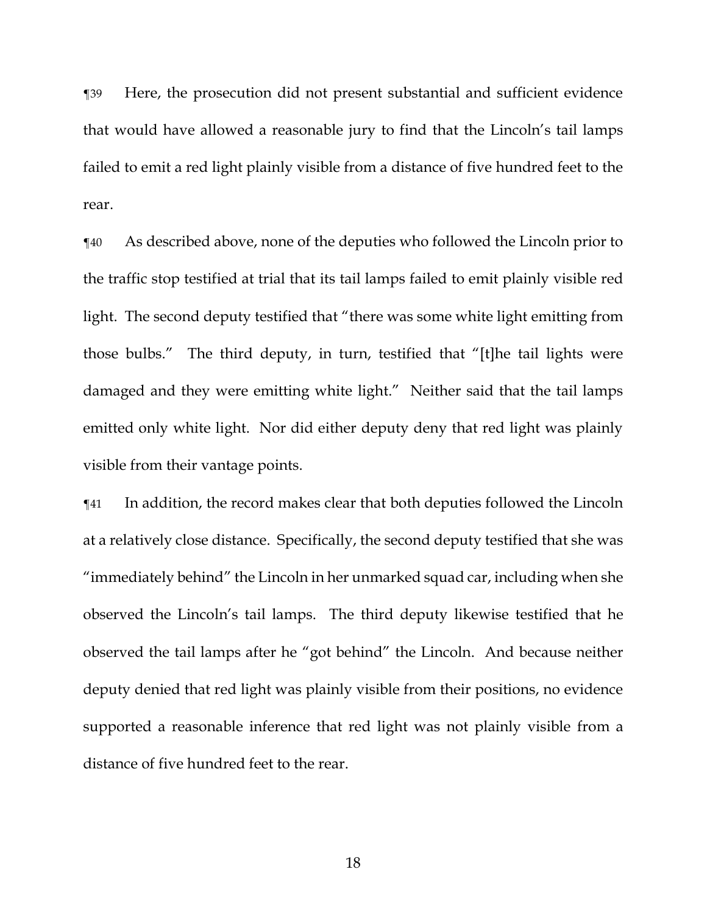¶39 Here, the prosecution did not present substantial and sufficient evidence that would have allowed a reasonable jury to find that the Lincoln's tail lamps failed to emit a red light plainly visible from a distance of five hundred feet to the rear.

¶40 As described above, none of the deputies who followed the Lincoln prior to the traffic stop testified at trial that its tail lamps failed to emit plainly visible red light. The second deputy testified that "there was some white light emitting from those bulbs." The third deputy, in turn, testified that "[t]he tail lights were damaged and they were emitting white light." Neither said that the tail lamps emitted only white light. Nor did either deputy deny that red light was plainly visible from their vantage points.

¶41 In addition, the record makes clear that both deputies followed the Lincoln at a relatively close distance. Specifically, the second deputy testified that she was "immediately behind" the Lincoln in her unmarked squad car, including when she observed the Lincoln's tail lamps. The third deputy likewise testified that he observed the tail lamps after he "got behind" the Lincoln. And because neither deputy denied that red light was plainly visible from their positions, no evidence supported a reasonable inference that red light was not plainly visible from a distance of five hundred feet to the rear.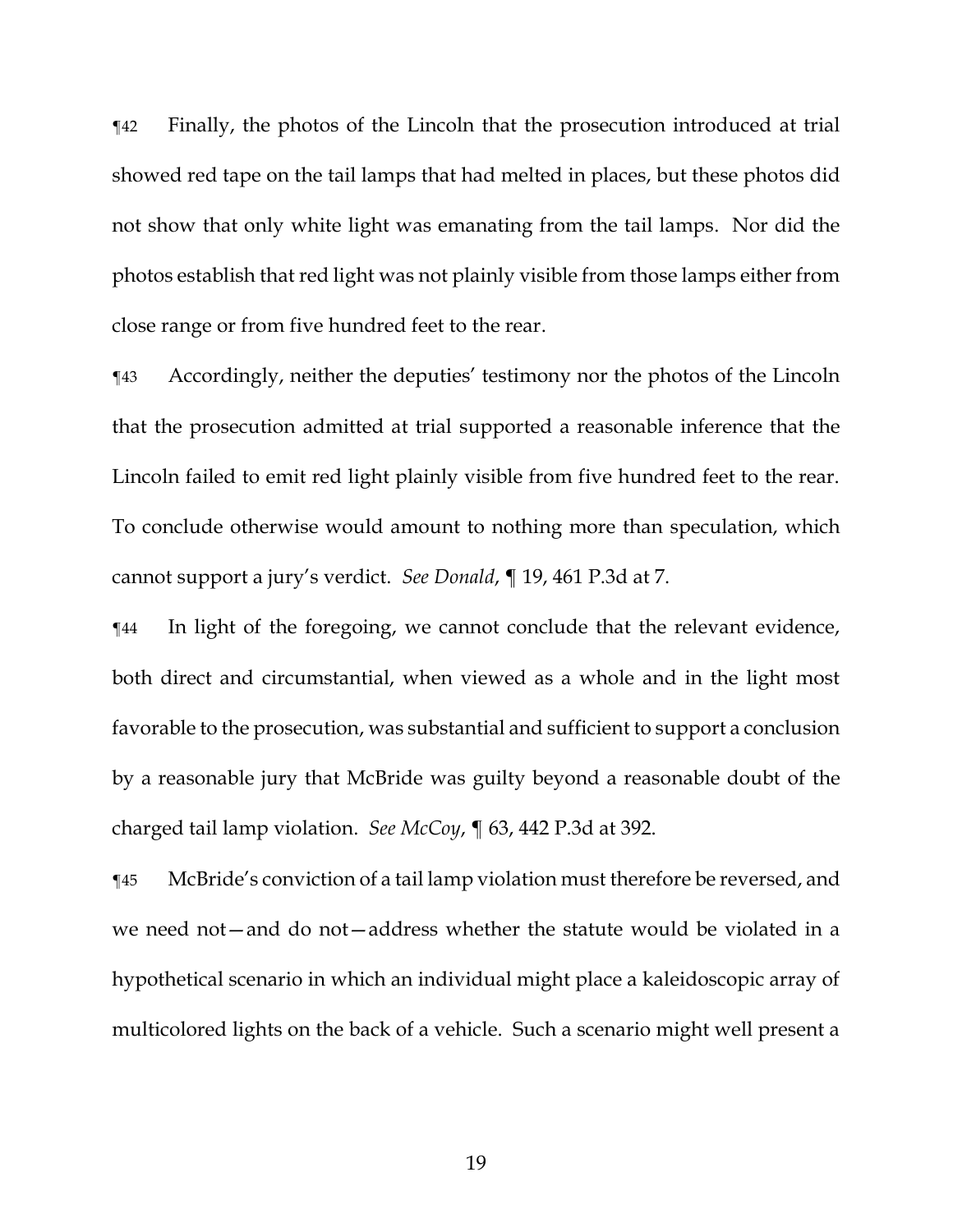¶42 Finally, the photos of the Lincoln that the prosecution introduced at trial showed red tape on the tail lamps that had melted in places, but these photos did not show that only white light was emanating from the tail lamps. Nor did the photos establish that red light was not plainly visible from those lamps either from close range or from five hundred feet to the rear.

¶43 Accordingly, neither the deputies' testimony nor the photos of the Lincoln that the prosecution admitted at trial supported a reasonable inference that the Lincoln failed to emit red light plainly visible from five hundred feet to the rear. To conclude otherwise would amount to nothing more than speculation, which cannot support a jury's verdict. *See Donald*, ¶ 19, 461 P.3d at 7.

¶44 In light of the foregoing, we cannot conclude that the relevant evidence, both direct and circumstantial, when viewed as a whole and in the light most favorable to the prosecution, was substantial and sufficient to support a conclusion by a reasonable jury that McBride was guilty beyond a reasonable doubt of the charged tail lamp violation. *See McCoy*, ¶ 63, 442 P.3d at 392.

¶45 McBride's conviction of a tail lamp violation must therefore be reversed, and we need not—and do not—address whether the statute would be violated in a hypothetical scenario in which an individual might place a kaleidoscopic array of multicolored lights on the back of a vehicle. Such a scenario might well present a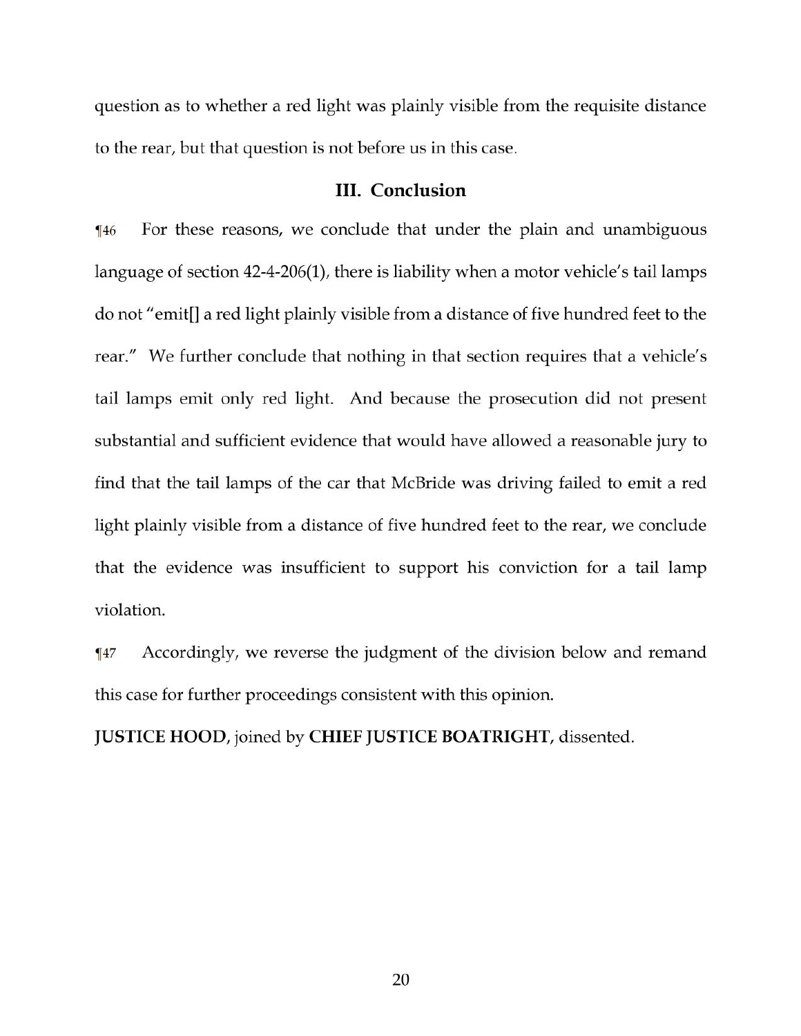question as to whether a red light was plainly visible from the requisite distance to the rear, but that question is not before us in this case.

## III. Conclusion

¶46 For these reasons, we conclude that under the plain and unambiguous language of section 42-4-206(1), there is liability when a motor vehicle's tail lamps do not "emit[] a red light plainly visible from a distance of five hundred feet to the rear." We further conclude that nothing in that section requires that a vehicle's tail lamps emit only red light. And because the prosecution did not present substantial and sufficient evidence that would have allowed a reasonable jury to find that the tail lamps of the car that McBride was driving failed to emit a red light plainly visible from a distance of five hundred feet to the rear, we conclude that the evidence was insufficient to support his conviction for a tail lamp violation.

¶47 Accordingly, we reverse the judgment of the division below and remand this case for further proceedings consistent with this opinion.

**JUSTICE HOOD**, joined by **CHIEF JUSTICE BOATRIGHT**, dissented.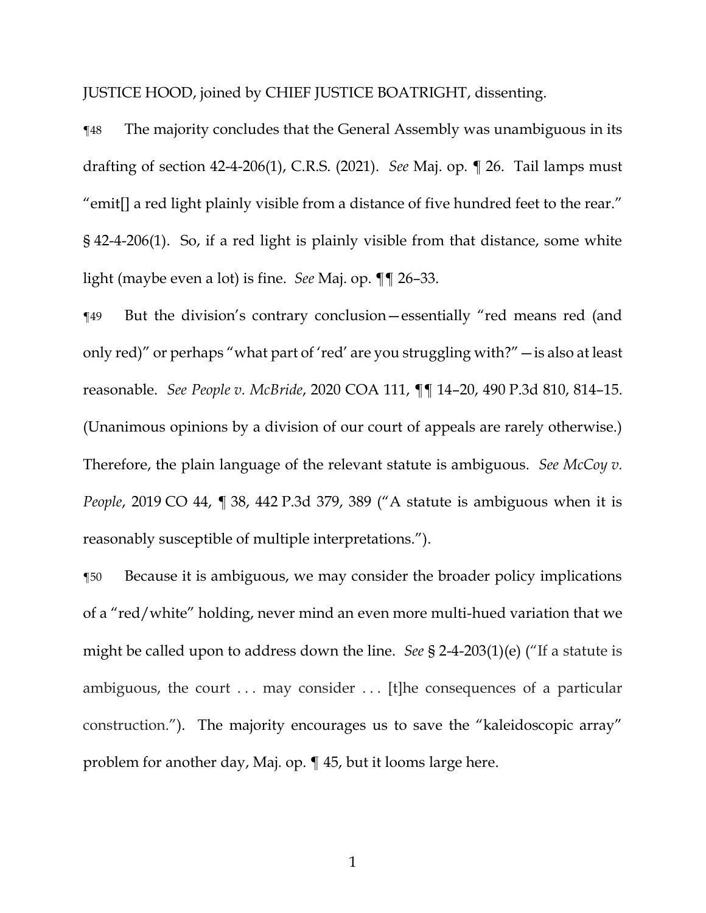JUSTICE HOOD, joined by CHIEF JUSTICE BOATRIGHT, dissenting.

¶48 The majority concludes that the General Assembly was unambiguous in its drafting of section 42-4-206(1), C.R.S. (2021). *See* Maj. op. ¶ 26. Tail lamps must "emit[] a red light plainly visible from a distance of five hundred feet to the rear." § 42-4-206(1). So, if a red light is plainly visible from that distance, some white light (maybe even a lot) is fine. *See* Maj. op. ¶¶ 26–33.

¶49 But the division's contrary conclusion—essentially "red means red (and only red)" or perhaps "what part of 'red' are you struggling with?"—is also at least reasonable. *See People v. McBride*, 2020 COA 111, ¶¶ 14–20, 490 P.3d 810, 814–15. (Unanimous opinions by a division of our court of appeals are rarely otherwise.) Therefore, the plain language of the relevant statute is ambiguous. *See McCoy v. People*, 2019 CO 44, ¶ 38, 442 P.3d 379, 389 ("A statute is ambiguous when it is reasonably susceptible of multiple interpretations.").

¶50 Because it is ambiguous, we may consider the broader policy implications of a "red/white" holding, never mind an even more multi-hued variation that we might be called upon to address down the line. *See* § 2-4-203(1)(e) ("If a statute is ambiguous, the court . . . may consider . . . [t]he consequences of a particular construction."). The majority encourages us to save the "kaleidoscopic array" problem for another day, Maj. op. ¶ 45, but it looms large here.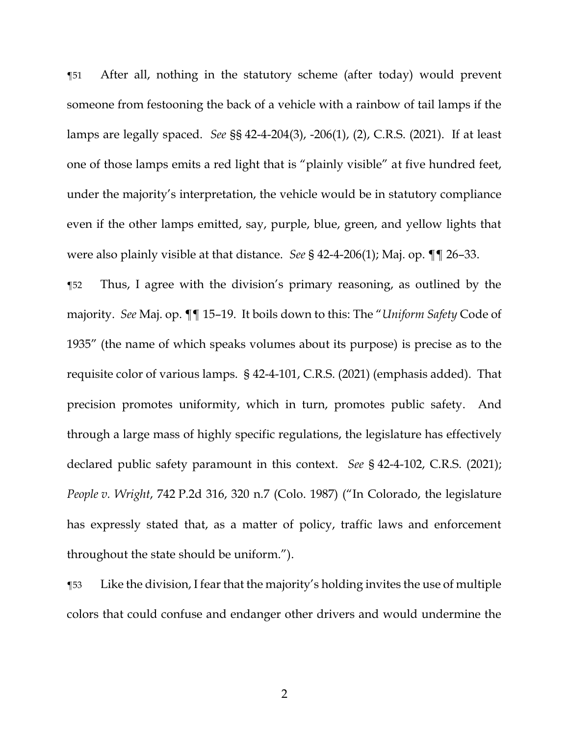¶51 After all, nothing in the statutory scheme (after today) would prevent someone from festooning the back of a vehicle with a rainbow of tail lamps if the lamps are legally spaced. *See* §§ 42-4-204(3), -206(1), (2), C.R.S. (2021). If at least one of those lamps emits a red light that is "plainly visible" at five hundred feet, under the majority's interpretation, the vehicle would be in statutory compliance even if the other lamps emitted, say, purple, blue, green, and yellow lights that were also plainly visible at that distance. *See* § 42-4-206(1); Maj. op. ¶¶ 26–33.

¶52 Thus, I agree with the division's primary reasoning, as outlined by the majority. *See* Maj. op. ¶¶ 15–19. It boils down to this: The "*Uniform Safety* Code of 1935" (the name of which speaks volumes about its purpose) is precise as to the requisite color of various lamps. § 42-4-101, C.R.S. (2021) (emphasis added). That precision promotes uniformity, which in turn, promotes public safety. And through a large mass of highly specific regulations, the legislature has effectively declared public safety paramount in this context. *See* § 42-4-102, C.R.S. (2021); *People v. Wright*, 742 P.2d 316, 320 n.7 (Colo. 1987) ("In Colorado, the legislature has expressly stated that, as a matter of policy, traffic laws and enforcement throughout the state should be uniform.").

¶53 Like the division, I fear that the majority's holding invites the use of multiple colors that could confuse and endanger other drivers and would undermine the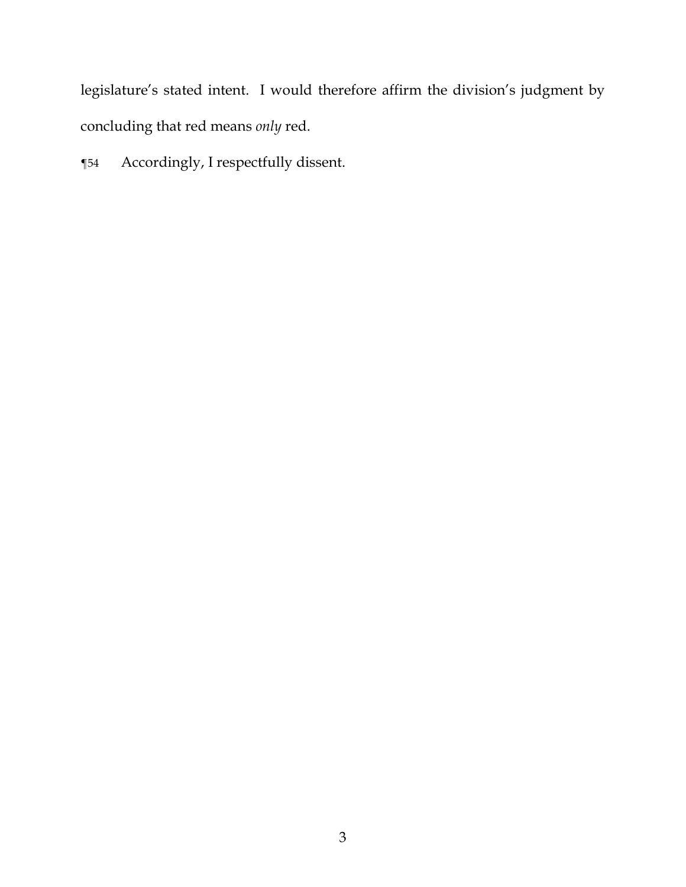legislature's stated intent. I would therefore affirm the division's judgment by concluding that red means *only* red.

¶54 Accordingly, I respectfully dissent.